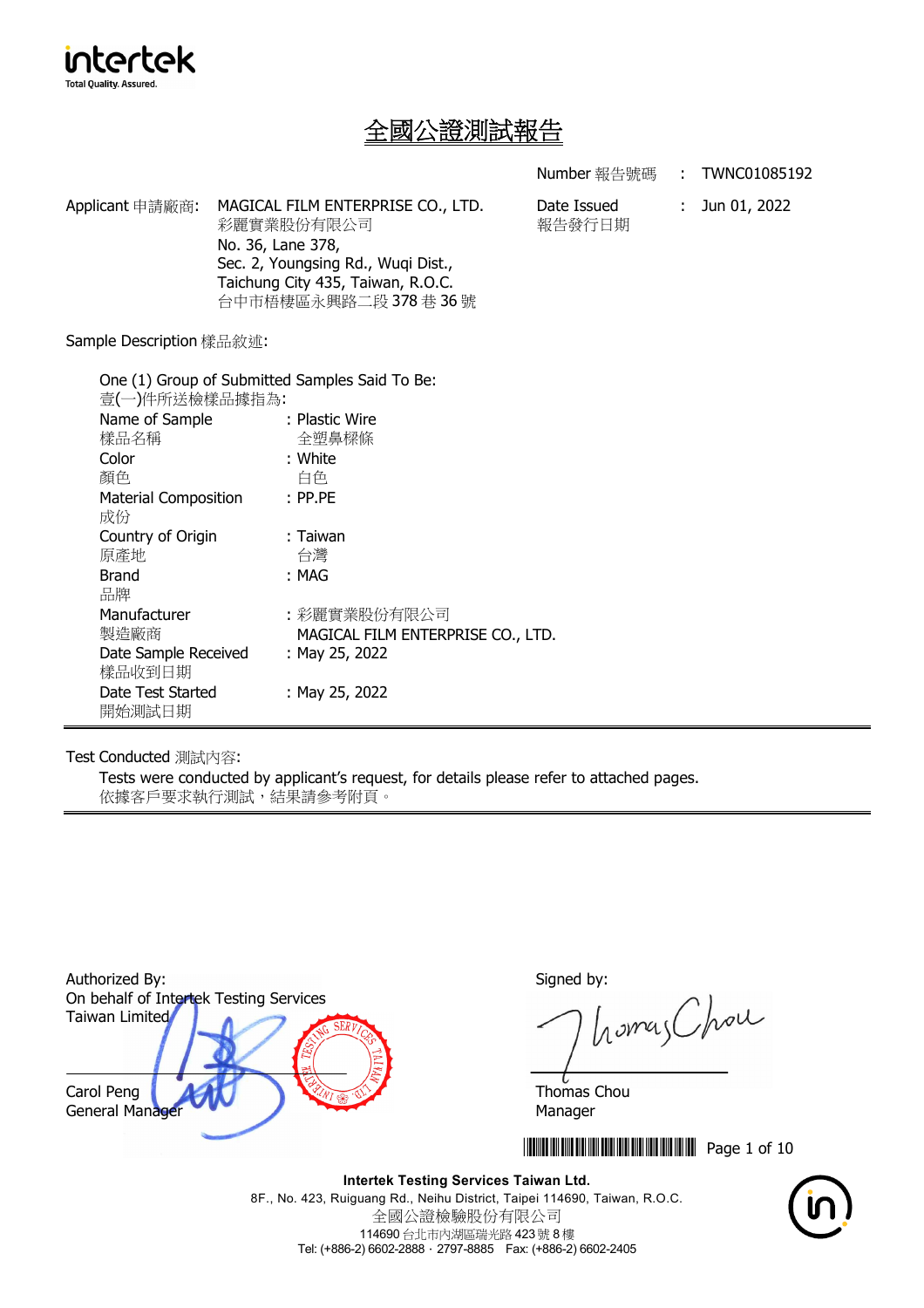intertek
Total Quality. Assured.

# 全國公證測試報告

Number 報告號碼 : TWNC01085192

Date Issued 報告發行日期 : Jun 01, 2022

Applicant 申請廠商: MAGICAL FILM ENTERPRISE CO., LTD.
彩麗實業股份有限公司
No. 36, Lane 378,
Sec. 2, Youngsing Rd., Wuqi Dist.,
Taichung City 435, Taiwan, R.O.C.
台中市梧棲區永興路二段 378 巷 36 號

Sample Description 樣品敘述:

One (1) Group of Submitted Samples Said To Be:
壹(一)件所送檢樣品據指為:

| | |
|---|---|
| Name of Sample 樣品名稱 | : Plastic Wire 全塑鼻樑條 |
| Color 顏色 | : White 白色 |
| Material Composition 成份 | : PP.PE |
| Country of Origin 原產地 | : Taiwan 台灣 |
| Brand 品牌 | : MAG |
| Manufacturer 製造廠商 | : 彩麗實業股份有限公司 MAGICAL FILM ENTERPRISE CO., LTD. |
| Date Sample Received 樣品收到日期 | : May 25, 2022 |
| Date Test Started 開始測試日期 | : May 25, 2022 |

Test Conducted 測試內容:

Tests were conducted by applicant's request, for details please refer to attached pages.
依據客戶要求執行測試，結果請參考附頁。

Authorized By:
On behalf of Intertek Testing Services Taiwan Limited

Carol Peng
General Manager

Signed by:

Thomas Chou
Manager

**Intertek Testing Services Taiwan Ltd.**
8F., No. 423, Ruiguang Rd., Neihu District, Taipei 114690, Taiwan, R.O.C.
全國公證檢驗股份有限公司
114690 台北市內湖區瑞光路 423 號 8 樓
Tel: (+886-2) 6602-2888 · 2797-8885 Fax: (+886-2) 6602-2405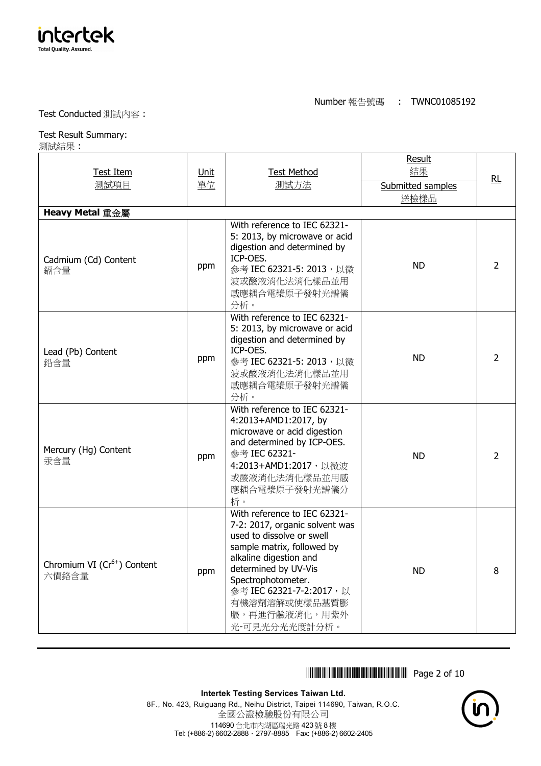Number 報告號碼 : TWNC01085192

Test Conducted 測試內容：

Test Result Summary:
測試結果：

| Test Item<br>測試項目 | Unit<br>單位 | Test Method<br>測試方法 | Result 結果<br>Submitted samples<br>送檢樣品 | RL |
|---|---|---|---|---|
| **Heavy Metal 重金屬** | | | | |
| Cadmium (Cd) Content<br>鎘含量 | ppm | With reference to IEC 62321-5: 2013, by microwave or acid digestion and determined by ICP-OES.<br>參考 IEC 62321-5: 2013，以微波或酸液消化法消化樣品並用感應耦合電漿原子發射光譜儀分析。 | ND | 2 |
| Lead (Pb) Content<br>鉛含量 | ppm | With reference to IEC 62321-5: 2013, by microwave or acid digestion and determined by ICP-OES.<br>參考 IEC 62321-5: 2013，以微波或酸液消化法消化樣品並用感應耦合電漿原子發射光譜儀分析。 | ND | 2 |
| Mercury (Hg) Content<br>汞含量 | ppm | With reference to IEC 62321-4:2013+AMD1:2017, by microwave or acid digestion and determined by ICP-OES.<br>參考 IEC 62321-4:2013+AMD1:2017，以微波或酸液消化法消化樣品並用感應耦合電漿原子發射光譜儀分析。 | ND | 2 |
| Chromium VI ($Cr^{6+}$) Content<br>六價鉻含量 | ppm | With reference to IEC 62321-7-2: 2017, organic solvent was used to dissolve or swell sample matrix, followed by alkaline digestion and determined by UV-Vis Spectrophotometer.<br>參考 IEC 62321-7-2:2017，以有機溶劑溶解或使樣品基質膨脹，再進行鹼液消化，用紫外光-可見光分光光度計分析。 | ND | 8 |

**Intertek Testing Services Taiwan Ltd.**
8F., No. 423, Ruiguang Rd., Neihu District, Taipei 114690, Taiwan, R.O.C.
全國公證檢驗股份有限公司
114690 台北市內湖區瑞光路 423 號 8 樓
Tel: (+886-2) 6602-2888 · 2797-8885 Fax: (+886-2) 6602-2405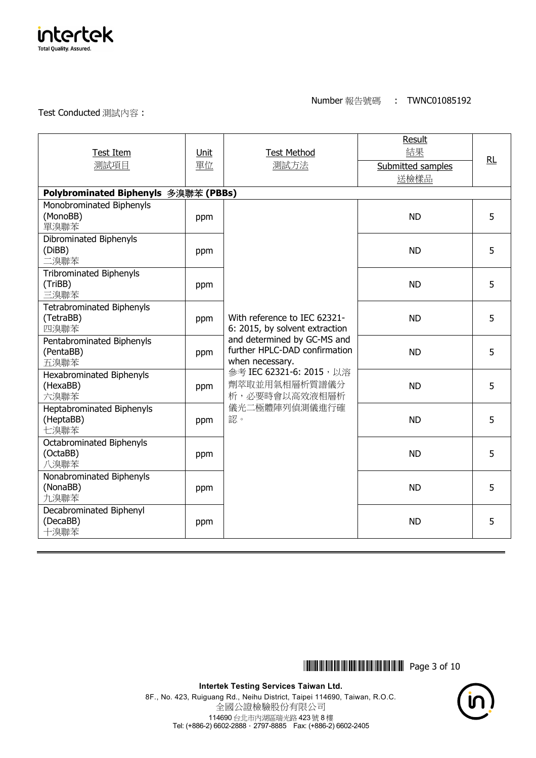Number 報告號碼 : TWNC01085192

Test Conducted 測試內容 :

| Test Item<br>測試項目 | Unit<br>單位 | Test Method<br>測試方法 | Result 結果<br>Submitted samples<br>送檢樣品 | RL |
|---|---|---|---|---|
| **Polybrominated Biphenyls 多溴聯苯 (PBBs)** | | | | |
| Monobrominated Biphenyls (MonoBB) 單溴聯苯 | ppm | With reference to IEC 62321-6: 2015, by solvent extraction and determined by GC-MS and further HPLC-DAD confirmation when necessary.<br>參考 IEC 62321-6: 2015，以溶劑萃取並用氣相層析質譜儀分析，必要時會以高效液相層析儀光二極體陣列偵測儀進行確認。 | ND | 5 |
| Dibrominated Biphenyls (DiBB) 二溴聯苯 | ppm | | ND | 5 |
| Tribrominated Biphenyls (TriBB) 三溴聯苯 | ppm | | ND | 5 |
| Tetrabrominated Biphenyls (TetraBB) 四溴聯苯 | ppm | | ND | 5 |
| Pentabrominated Biphenyls (PentaBB) 五溴聯苯 | ppm | | ND | 5 |
| Hexabrominated Biphenyls (HexaBB) 六溴聯苯 | ppm | | ND | 5 |
| Heptabrominated Biphenyls (HeptaBB) 七溴聯苯 | ppm | | ND | 5 |
| Octabrominated Biphenyls (OctaBB) 八溴聯苯 | ppm | | ND | 5 |
| Nonabrominated Biphenyls (NonaBB) 九溴聯苯 | ppm | | ND | 5 |
| Decabrominated Biphenyl (DecaBB) 十溴聯苯 | ppm | | ND | 5 |

**Intertek Testing Services Taiwan Ltd.**
8F., No. 423, Ruiguang Rd., Neihu District, Taipei 114690, Taiwan, R.O.C.
全國公證檢驗股份有限公司
114690 台北市內湖區瑞光路 423 號 8 樓
Tel: (+886-2) 6602-2888 · 2797-8885 Fax: (+886-2) 6602-2405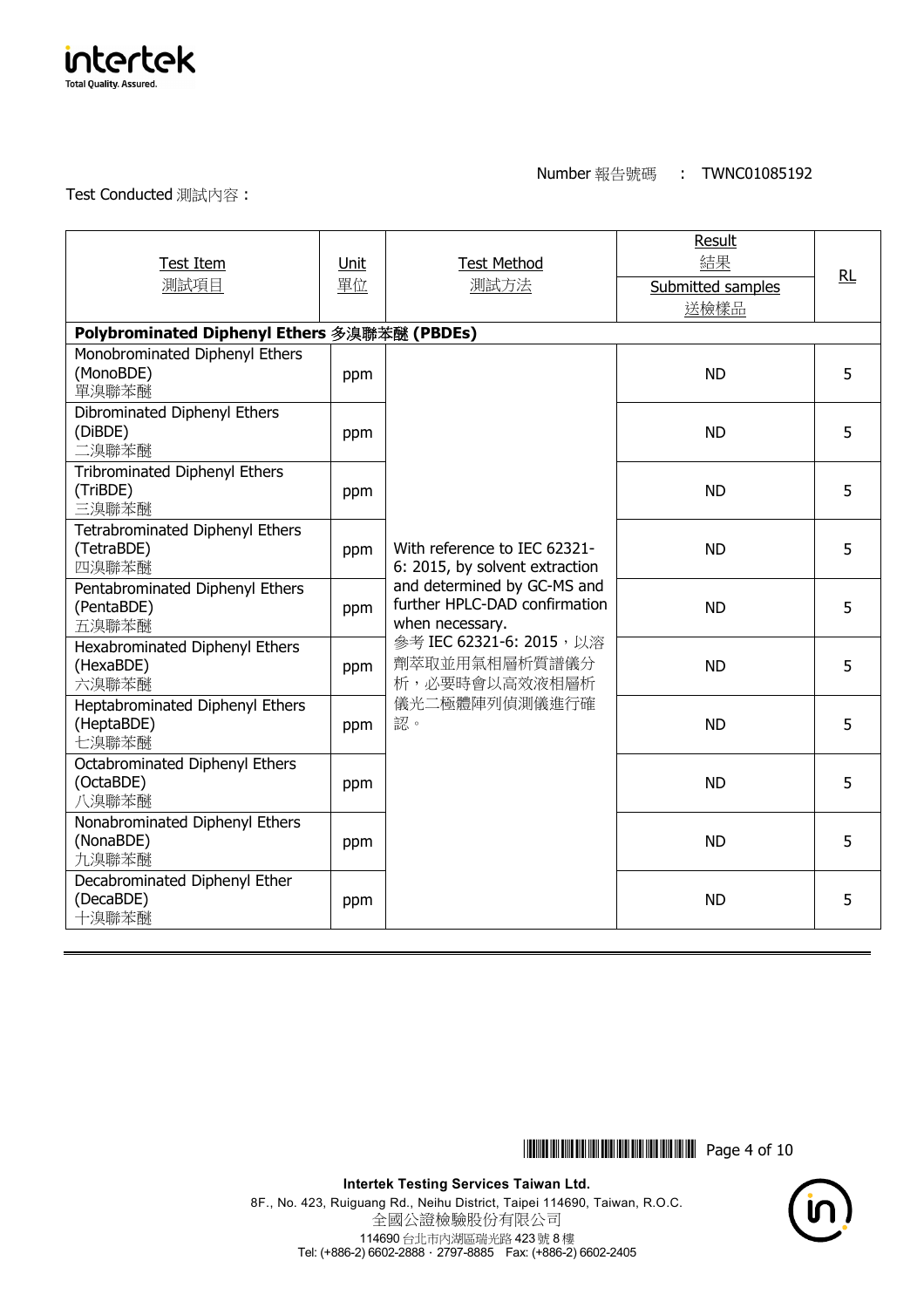Number 報告號碼 : TWNC01085192

Test Conducted 測試內容 :

| Test Item 測試項目 | Unit 單位 | Test Method 測試方法 | Result 結果 Submitted samples 送檢樣品 | RL |
|---|---|---|---|---|
| **Polybrominated Diphenyl Ethers 多溴聯苯醚 (PBDEs)** | | | | |
| Monobrominated Diphenyl Ethers (MonoBDE) 單溴聯苯醚 | ppm | With reference to IEC 62321-6: 2015, by solvent extraction and determined by GC-MS and further HPLC-DAD confirmation when necessary. 參考 IEC 62321-6: 2015，以溶劑萃取並用氣相層析質譜儀分析，必要時會以高效液相層析儀光二極體陣列偵測儀進行確認。 | ND | 5 |
| Dibrominated Diphenyl Ethers (DiBDE) 二溴聯苯醚 | ppm | | ND | 5 |
| Tribrominated Diphenyl Ethers (TriBDE) 三溴聯苯醚 | ppm | | ND | 5 |
| Tetrabrominated Diphenyl Ethers (TetraBDE) 四溴聯苯醚 | ppm | | ND | 5 |
| Pentabrominated Diphenyl Ethers (PentaBDE) 五溴聯苯醚 | ppm | | ND | 5 |
| Hexabrominated Diphenyl Ethers (HexaBDE) 六溴聯苯醚 | ppm | | ND | 5 |
| Heptabrominated Diphenyl Ethers (HeptaBDE) 七溴聯苯醚 | ppm | | ND | 5 |
| Octabrominated Diphenyl Ethers (OctaBDE) 八溴聯苯醚 | ppm | | ND | 5 |
| Nonabrominated Diphenyl Ethers (NonaBDE) 九溴聯苯醚 | ppm | | ND | 5 |
| Decabrominated Diphenyl Ether (DecaBDE) 十溴聯苯醚 | ppm | | ND | 5 |

**Intertek Testing Services Taiwan Ltd.**
8F., No. 423, Ruiguang Rd., Neihu District, Taipei 114690, Taiwan, R.O.C.
全國公證檢驗股份有限公司
114690 台北市內湖區瑞光路 423 號 8 樓
Tel: (+886-2) 6602-2888 · 2797-8885 Fax: (+886-2) 6602-2405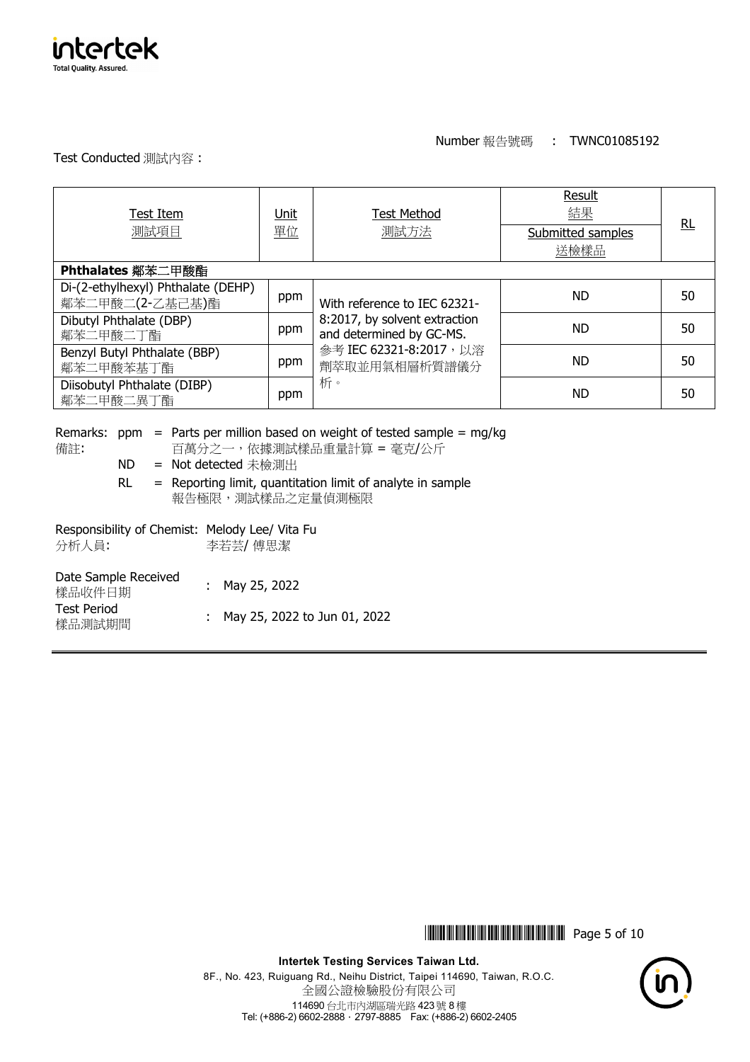Number 報告號碼 : TWNC01085192

Test Conducted 測試內容 :

| Test Item<br>測試項目 | Unit<br>單位 | Test Method<br>測試方法 | Result 結果<br>Submitted samples<br>送檢樣品 | RL |
|---|---|---|---|---|
| **Phthalates 鄰苯二甲酸酯** | | | | |
| Di-(2-ethylhexyl) Phthalate (DEHP)<br>鄰苯二甲酸二(2-乙基己基)酯 | ppm | With reference to IEC 62321-8:2017, by solvent extraction and determined by GC-MS.<br>參考 IEC 62321-8:2017，以溶劑萃取並用氣相層析質譜儀分析。 | ND | 50 |
| Dibutyl Phthalate (DBP)<br>鄰苯二甲酸二丁酯 | ppm | | ND | 50 |
| Benzyl Butyl Phthalate (BBP)<br>鄰苯二甲酸苯基丁酯 | ppm | | ND | 50 |
| Diisobutyl Phthalate (DIBP)<br>鄰苯二甲酸二異丁酯 | ppm | | ND | 50 |

Remarks: ppm = Parts per million based on weight of tested sample = mg/kg
備註: 百萬分之一，依據測試樣品重量計算 = 毫克/公斤

ND = Not detected 未檢測出

RL = Reporting limit, quantitation limit of analyte in sample
報告極限，測試樣品之定量偵測極限

Responsibility of Chemist: Melody Lee/ Vita Fu
分析人員: 李若芸/ 傅思潔

Date Sample Received
樣品收件日期 : May 25, 2022

Test Period
樣品測試期間 : May 25, 2022 to Jun 01, 2022

**Intertek Testing Services Taiwan Ltd.**
8F., No. 423, Ruiguang Rd., Neihu District, Taipei 114690, Taiwan, R.O.C.
全國公證檢驗股份有限公司
114690 台北市內湖區瑞光路 423 號 8 樓
Tel: (+886-2) 6602-2888 · 2797-8885 Fax: (+886-2) 6602-2405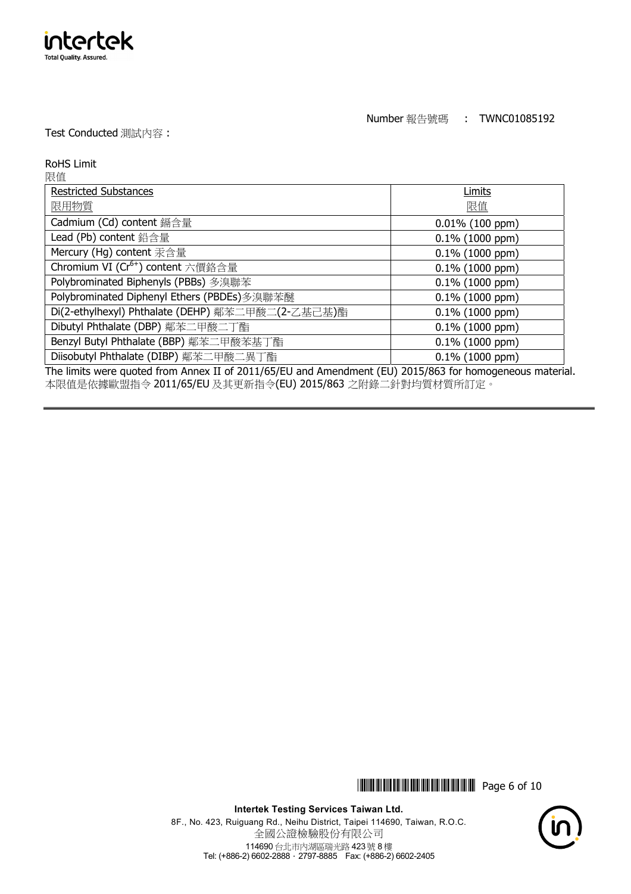Number 報告號碼 : TWNC01085192

Test Conducted 測試內容 :

RoHS Limit
限值

| Restricted Substances<br>限用物質 | Limits<br>限值 |
|---|---|
| Cadmium (Cd) content 鎘含量 | 0.01% (100 ppm) |
| Lead (Pb) content 鉛含量 | 0.1% (1000 ppm) |
| Mercury (Hg) content 汞含量 | 0.1% (1000 ppm) |
| Chromium VI ($Cr^{6+}$) content 六價鉻含量 | 0.1% (1000 ppm) |
| Polybrominated Biphenyls (PBBs) 多溴聯苯 | 0.1% (1000 ppm) |
| Polybrominated Diphenyl Ethers (PBDEs)多溴聯苯醚 | 0.1% (1000 ppm) |
| Di(2-ethylhexyl) Phthalate (DEHP) 鄰苯二甲酸二(2-乙基己基)酯 | 0.1% (1000 ppm) |
| Dibutyl Phthalate (DBP) 鄰苯二甲酸二丁酯 | 0.1% (1000 ppm) |
| Benzyl Butyl Phthalate (BBP) 鄰苯二甲酸苯基丁酯 | 0.1% (1000 ppm) |
| Diisobutyl Phthalate (DIBP) 鄰苯二甲酸二異丁酯 | 0.1% (1000 ppm) |

The limits were quoted from Annex II of 2011/65/EU and Amendment (EU) 2015/863 for homogeneous material.
本限值是依據歐盟指令 2011/65/EU 及其更新指令(EU) 2015/863 之附錄二針對均質材質所訂定。

**Intertek Testing Services Taiwan Ltd.**
8F., No. 423, Ruiguang Rd., Neihu District, Taipei 114690, Taiwan, R.O.C.
全國公證檢驗股份有限公司
114690 台北市內湖區瑞光路 423 號 8 樓
Tel: (+886-2) 6602-2888 · 2797-8885 Fax: (+886-2) 6602-2405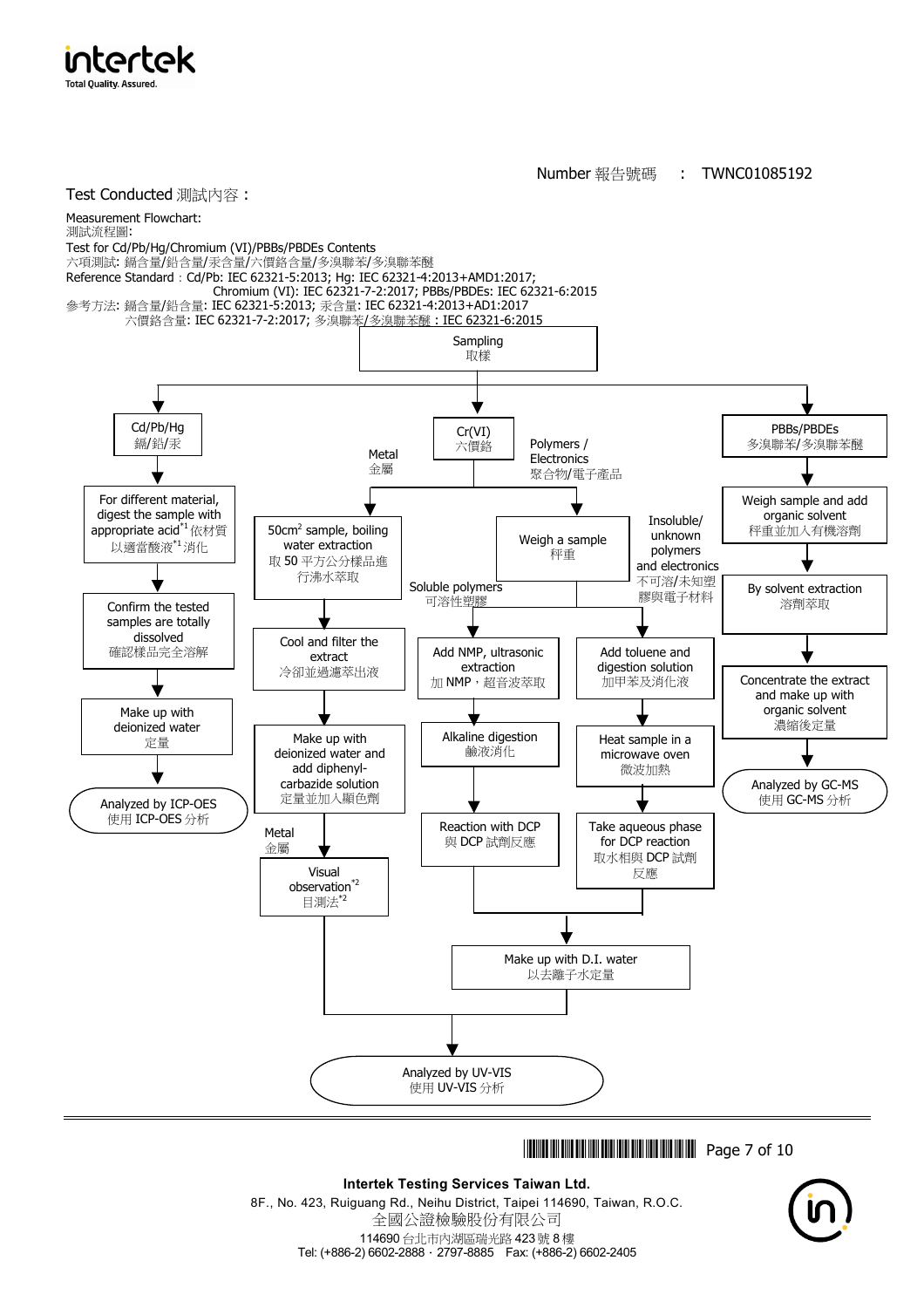Number 報告號碼 : TWNC01085192

Test Conducted 測試內容 :

Measurement Flowchart:
測試流程圖:

Test for Cd/Pb/Hg/Chromium (VI)/PBBs/PBDEs Contents
六項測試: 鎘含量/鉛含量/汞含量/六價鉻含量/多溴聯苯/多溴聯苯醚

Reference Standard：Cd/Pb: IEC 62321-5:2013; Hg: IEC 62321-4:2013+AMD1:2017;
Chromium (VI): IEC 62321-7-2:2017; PBBs/PBDEs: IEC 62321-6:2015

參考方法: 鎘含量/鉛含量: IEC 62321-5:2013; 汞含量: IEC 62321-4:2013+AD1:2017
六價鉻含量: IEC 62321-7-2:2017; 多溴聯苯/多溴聯苯醚 : IEC 62321-6:2015

Sampling 取樣

**Cd/Pb/Hg 鎘/鉛/汞**
- For different material, digest the sample with appropriate acid[*1] 依材質以適當酸液[*1]消化
- Confirm the tested samples are totally dissolved 確認樣品完全溶解
- Make up with deionized water 定量
- Analyzed by ICP-OES 使用 ICP-OES 分析

**Cr(VI) 六價鉻**

Metal 金屬:
- $50cm^2$ sample, boiling water extraction 取 50 平方公分樣品進行沸水萃取
- Cool and filter the extract 冷卻並過濾萃出液
- Make up with deionized water and add diphenyl-carbazide solution 定量並加入顯色劑
- Metal 金屬: Visual observation[*2] 目測法[*2]
- Analyzed by UV-VIS 使用 UV-VIS 分析

Polymers / Electronics 聚合物/電子產品:
- Weigh a sample 秤重
- Soluble polymers 可溶性塑膠:
  - Add NMP, ultrasonic extraction 加 NMP，超音波萃取
  - Alkaline digestion 鹼液消化
  - Reaction with DCP 與 DCP 試劑反應
- Insoluble/ unknown polymers and electronics 不可溶/未知塑膠與電子材料:
  - Add toluene and digestion solution 加甲苯及消化液
  - Heat sample in a microwave oven 微波加熱
  - Take aqueous phase for DCP reaction 取水相與 DCP 試劑反應
- Make up with D.I. water 以去離子水定量
- Analyzed by UV-VIS 使用 UV-VIS 分析

**PBBs/PBDEs 多溴聯苯/多溴聯苯醚**
- Weigh sample and add organic solvent 秤重並加入有機溶劑
- By solvent extraction 溶劑萃取
- Concentrate the extract and make up with organic solvent 濃縮後定量
- Analyzed by GC-MS 使用 GC-MS 分析

**Intertek Testing Services Taiwan Ltd.**
8F., No. 423, Ruiguang Rd., Neihu District, Taipei 114690, Taiwan, R.O.C.
全國公證檢驗股份有限公司
114690 台北市內湖區瑞光路 423 號 8 樓
Tel: (+886-2) 6602-2888 ‧ 2797-8885 Fax: (+886-2) 6602-2405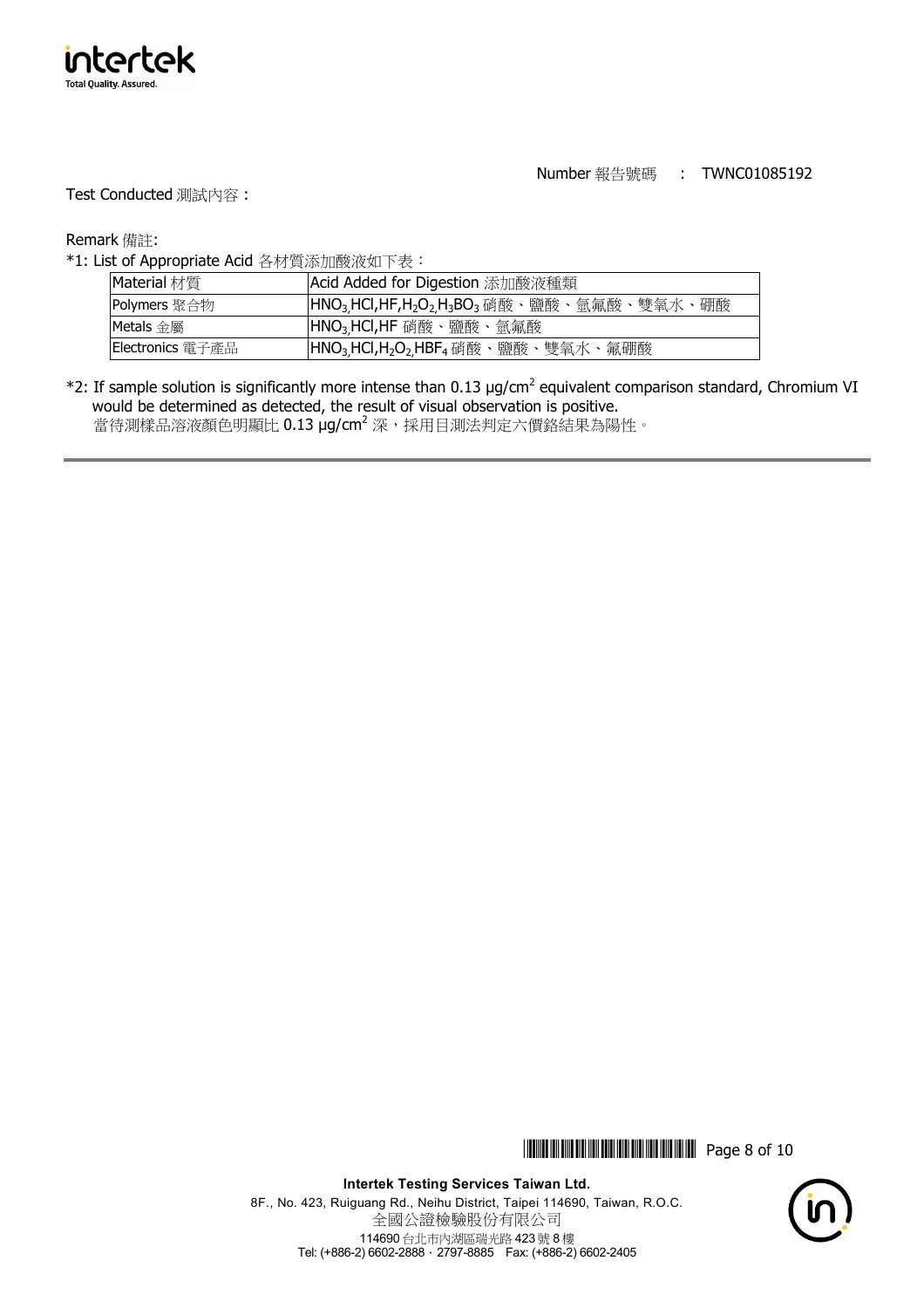Number 報告號碼　:　TWNC01085192

Test Conducted 測試內容 :

Remark 備註:

*1: List of Appropriate Acid 各材質添加酸液如下表：

| Material 材質 | Acid Added for Digestion 添加酸液種類 |
| --- | --- |
| Polymers 聚合物 | $HNO_3$,HCl,HF,$H_2O_2$,$H_3BO_3$ 硝酸、鹽酸、氫氟酸、雙氧水、硼酸 |
| Metals 金屬 | $HNO_3$,HCl,HF 硝酸、鹽酸、氫氟酸 |
| Electronics 電子產品 | $HNO_3$,HCl,$H_2O_2$,$HBF_4$ 硝酸、鹽酸、雙氧水、氟硼酸 |

*2: If sample solution is significantly more intense than 0.13 μg/$cm^2$ equivalent comparison standard, Chromium VI would be determined as detected, the result of visual observation is positive.
當待測樣品溶液顏色明顯比 0.13 μg/$cm^2$ 深，採用目測法判定六價鉻結果為陽性。

**Intertek Testing Services Taiwan Ltd.**
8F., No. 423, Ruiguang Rd., Neihu District, Taipei 114690, Taiwan, R.O.C.
全國公證檢驗股份有限公司
114690 台北市內湖區瑞光路 423 號 8 樓
Tel: (+886-2) 6602-2888 · 2797-8885　Fax: (+886-2) 6602-2405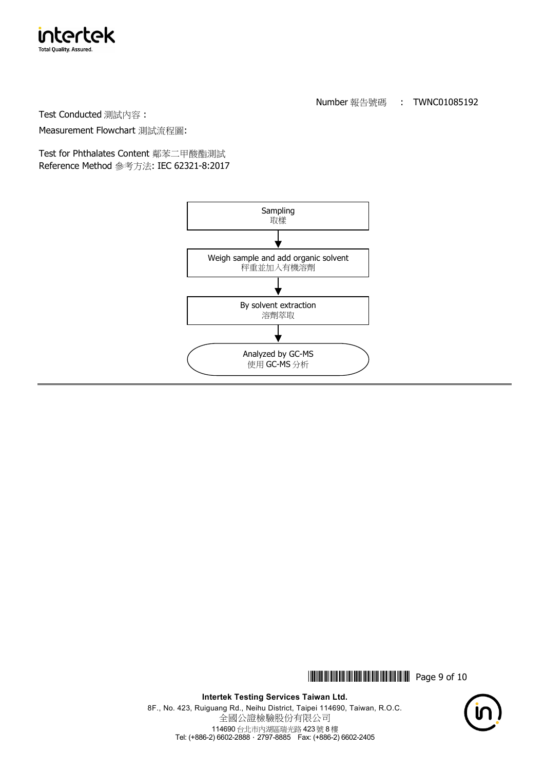Number 報告號碼　:　TWNC01085192

Test Conducted 測試內容 :

Measurement Flowchart 測試流程圖:

Test for Phthalates Content 鄰苯二甲酸酯測試
Reference Method 參考方法: IEC 62321-8:2017

Sampling
取樣

↓

Weigh sample and add organic solvent
秤重並加入有機溶劑

↓

By solvent extraction
溶劑萃取

↓

Analyzed by GC-MS
使用 GC-MS 分析

---

**Intertek Testing Services Taiwan Ltd.**
8F., No. 423, Ruiguang Rd., Neihu District, Taipei 114690, Taiwan, R.O.C.
全國公證檢驗股份有限公司
114690 台北市內湖區瑞光路 423 號 8 樓
Tel: (+886-2) 6602-2888 · 2797-8885　Fax: (+886-2) 6602-2405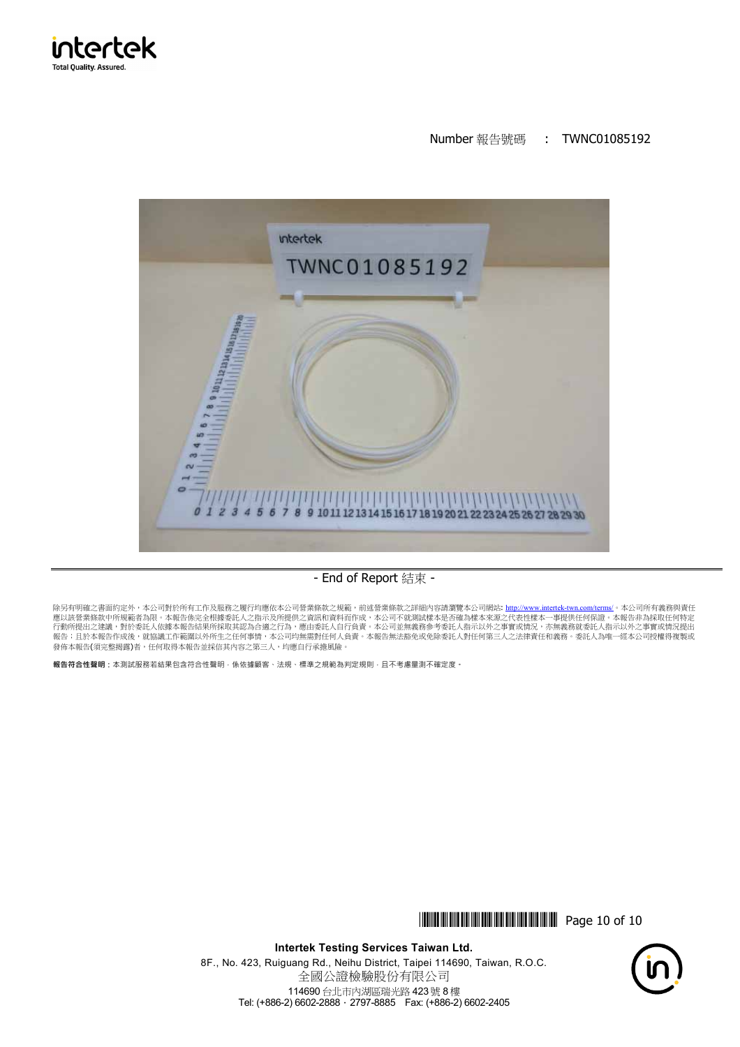Number 報告號碼 : TWNC01085192

- End of Report 結束 -

除另有明確之書面約定外，本公司對於所有工作及服務之履行均應依本公司營業條款之規範，前述營業條款之詳細內容請瀏覽本公司網站: http://www.intertek-twn.com/terms/。本公司所有義務與責任應以該營業條款中所規範者為限。本報告係完全根據委託人之指示及所提供之資訊和資料而作成，本公司不就測試樣本是否確為樣本來源之代表性樣本一事提供任何保證。本報告非為採取任何特定行動所提出之建議，對於委託人依據本報告結果所採取其認為合適之行為，應由委託人自行負責。本公司並無義務參考委託人指示以外之事實或情況，亦無義務就委託人指示以外之事實或情況提出報告；且於本報告作成後，就協議工作範圍以外所生之任何事情，本公司均無需對任何人負責。本報告無法豁免或免除委託人對任何第三人之法律責任和義務。委託人為唯一經本公司授權得複製或發佈本報告(須完整揭露)者，任何取得本報告並採信其內容之第三人，均應自行承擔風險。

**報告符合性聲明**：本測試服務若結果包含符合性聲明，係依據顧客、法規、標準之規範為判定規則，且不考慮量測不確定度。

**Intertek Testing Services Taiwan Ltd.**
8F., No. 423, Ruiguang Rd., Neihu District, Taipei 114690, Taiwan, R.O.C.
全國公證檢驗股份有限公司
114690 台北市內湖區瑞光路 423 號 8 樓
Tel: (+886-2) 6602-2888 ‧ 2797-8885 Fax: (+886-2) 6602-2405